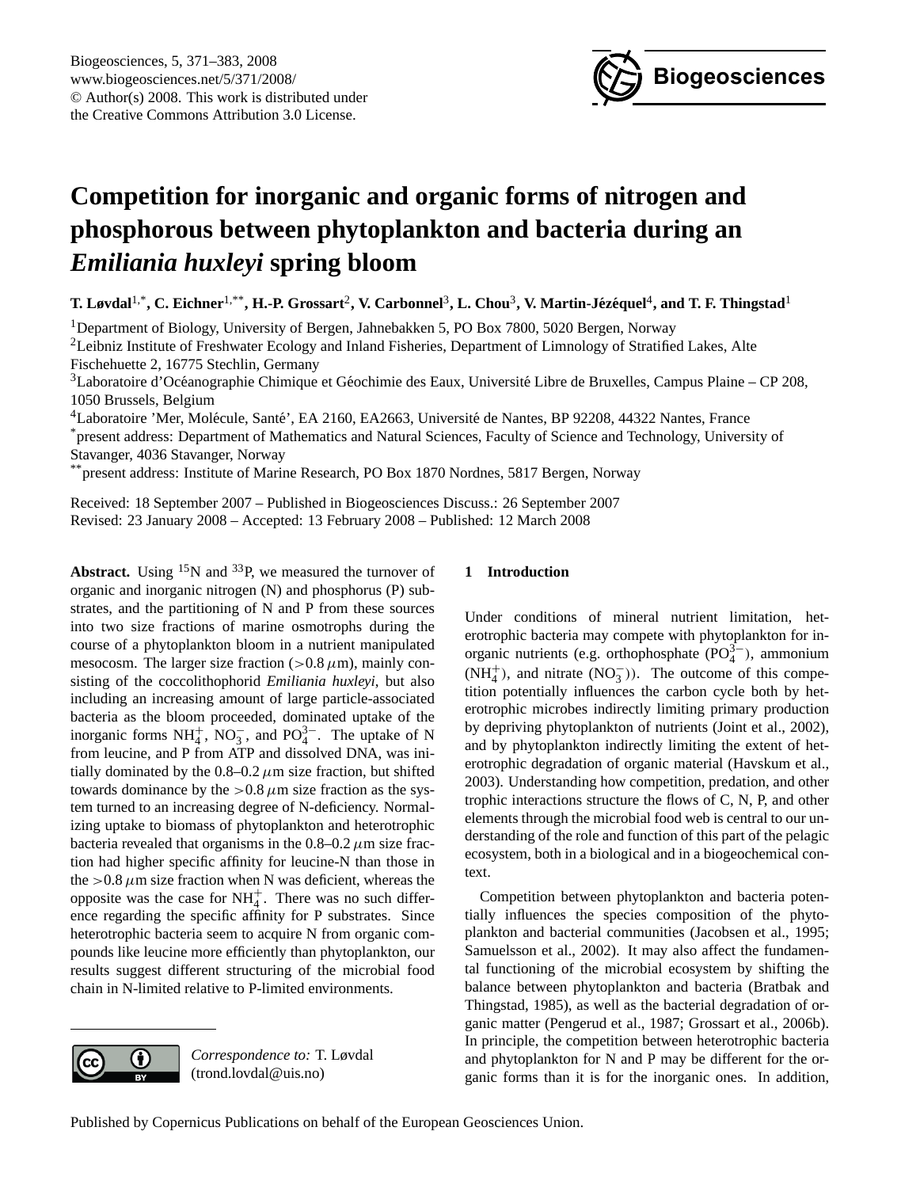# Competition for inorganic and organic forms of nitrogen and phosphorous between phytoplankton and bacteria during an *Emiliania huxleyi* spring bloom

**T. Løvdal[1,*], C. Eichner[1,**], H.-P. Grossart[2], V. Carbonnel[3], L. Chou[3], V. Martin-Jézéquel[4], and T. F. Thingstad[1]**

[1]Department of Biology, University of Bergen, Jahnebakken 5, PO Box 7800, 5020 Bergen, Norway

[2]Leibniz Institute of Freshwater Ecology and Inland Fisheries, Department of Limnology of Stratified Lakes, Alte Fischehuette 2, 16775 Stechlin, Germany

[3]Laboratoire d'Océanographie Chimique et Géochimie des Eaux, Université Libre de Bruxelles, Campus Plaine – CP 208, 1050 Brussels, Belgium

[4]Laboratoire 'Mer, Molécule, Santé', EA 2160, EA2663, Université de Nantes, BP 92208, 44322 Nantes, France

[*]present address: Department of Mathematics and Natural Sciences, Faculty of Science and Technology, University of Stavanger, 4036 Stavanger, Norway

[**]present address: Institute of Marine Research, PO Box 1870 Nordnes, 5817 Bergen, Norway

Received: 18 September 2007 – Published in Biogeosciences Discuss.: 26 September 2007
Revised: 23 January 2008 – Accepted: 13 February 2008 – Published: 12 March 2008

**Abstract.** Using $^{15}N$ and $^{33}P$, we measured the turnover of organic and inorganic nitrogen (N) and phosphorus (P) substrates, and the partitioning of N and P from these sources into two size fractions of marine osmotrophs during the course of a phytoplankton bloom in a nutrient manipulated mesocosm. The larger size fraction (>0.8 $\mu$m), mainly consisting of the coccolithophorid *Emiliania huxleyi*, but also including an increasing amount of large particle-associated bacteria as the bloom proceeded, dominated uptake of the inorganic forms $NH_4^+$, $NO_3^-$, and $PO_4^{3-}$. The uptake of N from leucine, and P from ATP and dissolved DNA, was initially dominated by the 0.8–0.2 $\mu$m size fraction, but shifted towards dominance by the >0.8 $\mu$m size fraction as the system turned to an increasing degree of N-deficiency. Normalizing uptake to biomass of phytoplankton and heterotrophic bacteria revealed that organisms in the 0.8–0.2 $\mu$m size fraction had higher specific affinity for leucine-N than those in the >0.8 $\mu$m size fraction when N was deficient, whereas the opposite was the case for $NH_4^+$. There was no such difference regarding the specific affinity for P substrates. Since heterotrophic bacteria seem to acquire N from organic compounds like leucine more efficiently than phytoplankton, our results suggest different structuring of the microbial food chain in N-limited relative to P-limited environments.

*Correspondence to:* T. Løvdal (trond.lovdal@uis.no)

## 1 Introduction

Under conditions of mineral nutrient limitation, heterotrophic bacteria may compete with phytoplankton for inorganic nutrients (e.g. orthophosphate ($PO_4^{3-}$), ammonium ($NH_4^+$), and nitrate ($NO_3^-$)). The outcome of this competition potentially influences the carbon cycle both by heterotrophic microbes indirectly limiting primary production by depriving phytoplankton of nutrients (Joint et al., 2002), and by phytoplankton indirectly limiting the extent of heterotrophic degradation of organic material (Havskum et al., 2003). Understanding how competition, predation, and other trophic interactions structure the flows of C, N, P, and other elements through the microbial food web is central to our understanding of the role and function of this part of the pelagic ecosystem, both in a biological and in a biogeochemical context.

Competition between phytoplankton and bacteria potentially influences the species composition of the phytoplankton and bacterial communities (Jacobsen et al., 1995; Samuelsson et al., 2002). It may also affect the fundamental functioning of the microbial ecosystem by shifting the balance between phytoplankton and bacteria (Bratbak and Thingstad, 1985), as well as the bacterial degradation of organic matter (Pengerud et al., 1987; Grossart et al., 2006b). In principle, the competition between heterotrophic bacteria and phytoplankton for N and P may be different for the organic forms than it is for the inorganic ones. In addition,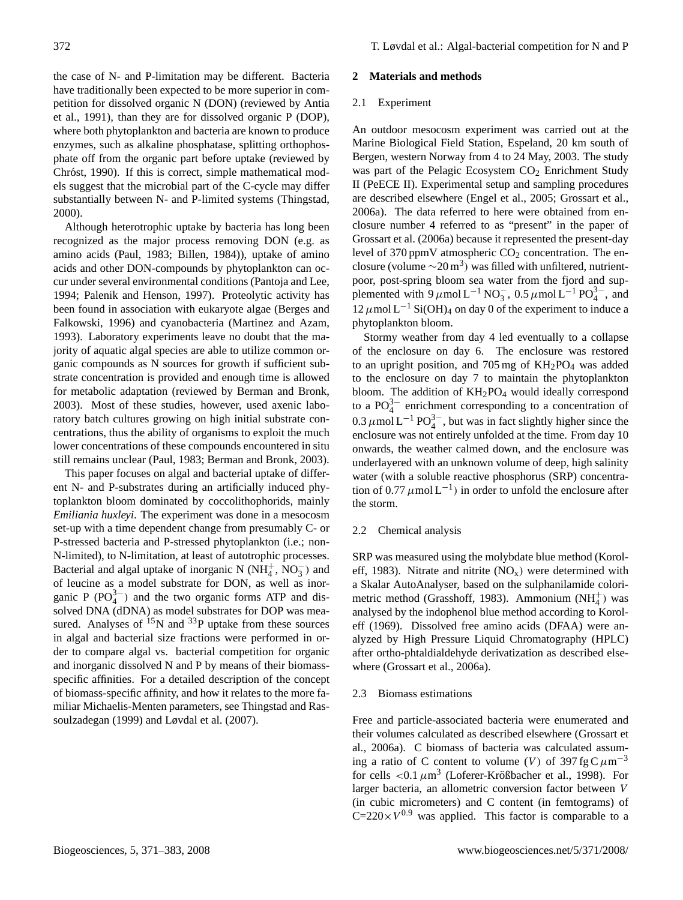the case of N- and P-limitation may be different. Bacteria have traditionally been expected to be more superior in competition for dissolved organic N (DON) (reviewed by Antia et al., 1991), than they are for dissolved organic P (DOP), where both phytoplankton and bacteria are known to produce enzymes, such as alkaline phosphatase, splitting orthophosphate off from the organic part before uptake (reviewed by Chróst, 1990). If this is correct, simple mathematical models suggest that the microbial part of the C-cycle may differ substantially between N- and P-limited systems (Thingstad, 2000).

Although heterotrophic uptake by bacteria has long been recognized as the major process removing DON (e.g. as amino acids (Paul, 1983; Billen, 1984)), uptake of amino acids and other DON-compounds by phytoplankton can occur under several environmental conditions (Pantoja and Lee, 1994; Palenik and Henson, 1997). Proteolytic activity has been found in association with eukaryote algae (Berges and Falkowski, 1996) and cyanobacteria (Martinez and Azam, 1993). Laboratory experiments leave no doubt that the majority of aquatic algal species are able to utilize common organic compounds as N sources for growth if sufficient substrate concentration is provided and enough time is allowed for metabolic adaptation (reviewed by Berman and Bronk, 2003). Most of these studies, however, used axenic laboratory batch cultures growing on high initial substrate concentrations, thus the ability of organisms to exploit the much lower concentrations of these compounds encountered in situ still remains unclear (Paul, 1983; Berman and Bronk, 2003).

This paper focuses on algal and bacterial uptake of different N- and P-substrates during an artificially induced phytoplankton bloom dominated by coccolithophorids, mainly *Emiliania huxleyi*. The experiment was done in a mesocosm set-up with a time dependent change from presumably C- or P-stressed bacteria and P-stressed phytoplankton (i.e.; non-N-limited), to N-limitation, at least of autotrophic processes. Bacterial and algal uptake of inorganic N ($NH_4^+$, $NO_3^-$) and of leucine as a model substrate for DON, as well as inorganic P ($PO_4^{3-}$) and the two organic forms ATP and dissolved DNA (dDNA) as model substrates for DOP was measured. Analyses of $^{15}$N and $^{33}$P uptake from these sources in algal and bacterial size fractions were performed in order to compare algal vs. bacterial competition for organic and inorganic dissolved N and P by means of their biomass-specific affinities. For a detailed description of the concept of biomass-specific affinity, and how it relates to the more familiar Michaelis-Menten parameters, see Thingstad and Rassoulzadegan (1999) and Løvdal et al. (2007).

## 2 Materials and methods

### 2.1 Experiment

An outdoor mesocosm experiment was carried out at the Marine Biological Field Station, Espeland, 20 km south of Bergen, western Norway from 4 to 24 May, 2003. The study was part of the Pelagic Ecosystem $CO_2$ Enrichment Study II (PeECE II). Experimental setup and sampling procedures are described elsewhere (Engel et al., 2005; Grossart et al., 2006a). The data referred to here were obtained from enclosure number 4 referred to as "present" in the paper of Grossart et al. (2006a) because it represented the present-day level of 370 ppmV atmospheric $CO_2$ concentration. The enclosure (volume $\sim$20 m$^3$) was filled with unfiltered, nutrient-poor, post-spring bloom sea water from the fjord and supplemented with 9 $\mu$mol L$^{-1}$ $NO_3^-$, 0.5 $\mu$mol L$^{-1}$ $PO_4^{3-}$, and 12 $\mu$mol L$^{-1}$ $Si(OH)_4$ on day 0 of the experiment to induce a phytoplankton bloom.

Stormy weather from day 4 led eventually to a collapse of the enclosure on day 6. The enclosure was restored to an upright position, and 705 mg of $KH_2PO_4$ was added to the enclosure on day 7 to maintain the phytoplankton bloom. The addition of $KH_2PO_4$ would ideally correspond to a $PO_4^{3-}$ enrichment corresponding to a concentration of 0.3 $\mu$mol L$^{-1}$ $PO_4^{3-}$, but was in fact slightly higher since the enclosure was not entirely unfolded at the time. From day 10 onwards, the weather calmed down, and the enclosure was underlayered with an unknown volume of deep, high salinity water (with a soluble reactive phosphorus (SRP) concentration of 0.77 $\mu$mol L$^{-1}$) in order to unfold the enclosure after the storm.

### 2.2 Chemical analysis

SRP was measured using the molybdate blue method (Koroleff, 1983). Nitrate and nitrite ($NO_x$) were determined with a Skalar AutoAnalyser, based on the sulphanilamide colorimetric method (Grasshoff, 1983). Ammonium ($NH_4^+$) was analysed by the indophenol blue method according to Koroleff (1969). Dissolved free amino acids (DFAA) were analyzed by High Pressure Liquid Chromatography (HPLC) after ortho-phtaldialdehyde derivatization as described elsewhere (Grossart et al., 2006a).

### 2.3 Biomass estimations

Free and particle-associated bacteria were enumerated and their volumes calculated as described elsewhere (Grossart et al., 2006a). C biomass of bacteria was calculated assuming a ratio of C content to volume ($V$) of 397 fg C $\mu$m$^{-3}$ for cells <0.1 $\mu$m$^3$ (Loferer-Krößbacher et al., 1998). For larger bacteria, an allometric conversion factor between $V$ (in cubic micrometers) and C content (in femtograms) of $C=220\times V^{0.9}$ was applied. This factor is comparable to a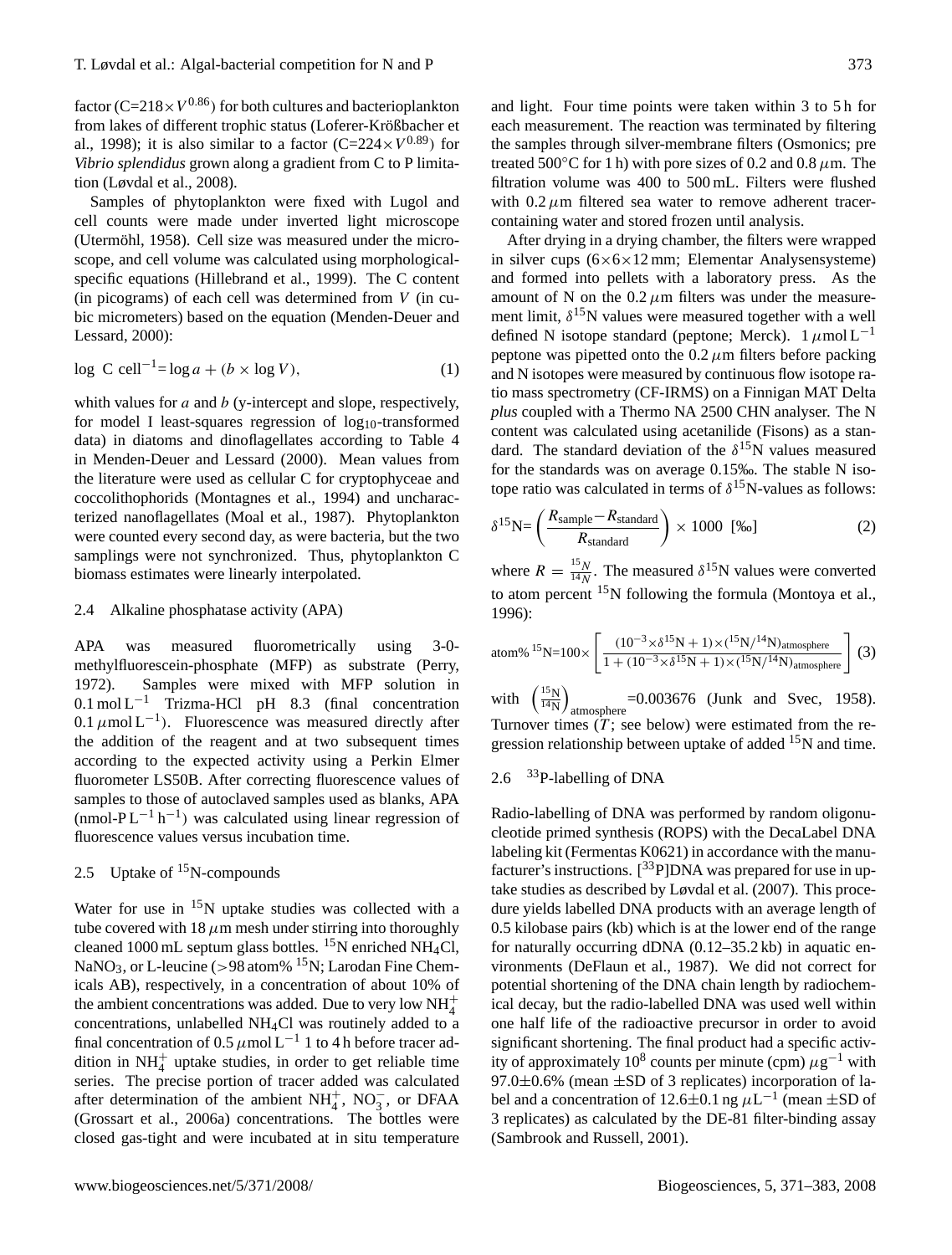factor ($C=218\times V^{0.86}$) for both cultures and bacterioplankton from lakes of different trophic status (Loferer-Krößbacher et al., 1998); it is also similar to a factor ($C=224\times V^{0.89}$) for *Vibrio splendidus* grown along a gradient from C to P limitation (Løvdal et al., 2008).

Samples of phytoplankton were fixed with Lugol and cell counts were made under inverted light microscope (Utermöhl, 1958). Cell size was measured under the microscope, and cell volume was calculated using morphological-specific equations (Hillebrand et al., 1999). The C content (in picograms) of each cell was determined from $V$ (in cubic micrometers) based on the equation (Menden-Deuer and Lessard, 2000):

$$\log \text{ C cell}^{-1} = \log a + (b \times \log V), \tag{1}$$

whith values for $a$ and $b$ (y-intercept and slope, respectively, for model I least-squares regression of $\log_{10}$-transformed data) in diatoms and dinoflagellates according to Table 4 in Menden-Deuer and Lessard (2000). Mean values from the literature were used as cellular C for cryptophyceae and coccolithophorids (Montagnes et al., 1994) and uncharacterized nanoflagellates (Moal et al., 1987). Phytoplankton were counted every second day, as were bacteria, but the two samplings were not synchronized. Thus, phytoplankton C biomass estimates were linearly interpolated.

### 2.4 Alkaline phosphatase activity (APA)

APA was measured fluorometrically using 3-0-methylfluorescein-phosphate (MFP) as substrate (Perry, 1972). Samples were mixed with MFP solution in $0.1\,\text{mol L}^{-1}$ Trizma-HCl pH 8.3 (final concentration $0.1\,\mu\text{mol L}^{-1}$). Fluorescence was measured directly after the addition of the reagent and at two subsequent times according to the expected activity using a Perkin Elmer fluorometer LS50B. After correcting fluorescence values of samples to those of autoclaved samples used as blanks, APA ($\text{nmol-P L}^{-1}\,\text{h}^{-1}$) was calculated using linear regression of fluorescence values versus incubation time.

### 2.5 Uptake of $^{15}$N-compounds

Water for use in $^{15}$N uptake studies was collected with a tube covered with 18 $\mu$m mesh under stirring into thoroughly cleaned 1000 mL septum glass bottles. $^{15}$N enriched $NH_4Cl$, $NaNO_3$, or L-leucine (>98 atom% $^{15}$N; Larodan Fine Chemicals AB), respectively, in a concentration of about 10% of the ambient concentrations was added. Due to very low $NH_4^+$ concentrations, unlabelled $NH_4Cl$ was routinely added to a final concentration of $0.5\,\mu\text{mol L}^{-1}$ 1 to 4 h before tracer addition in $NH_4^+$ uptake studies, in order to get reliable time series. The precise portion of tracer added was calculated after determination of the ambient $NH_4^+$, $NO_3^-$, or DFAA (Grossart et al., 2006a) concentrations. The bottles were closed gas-tight and were incubated at in situ temperature and light. Four time points were taken within 3 to 5 h for each measurement. The reaction was terminated by filtering the samples through silver-membrane filters (Osmonics; pre treated 500°C for 1 h) with pore sizes of 0.2 and 0.8 $\mu$m. The filtration volume was 400 to 500 mL. Filters were flushed with 0.2 $\mu$m filtered sea water to remove adherent tracer-containing water and stored frozen until analysis.

After drying in a drying chamber, the filters were wrapped in silver cups (6×6×12 mm; Elementar Analysensysteme) and formed into pellets with a laboratory press. As the amount of N on the 0.2 $\mu$m filters was under the measurement limit, $\delta^{15}$N values were measured together with a well defined N isotope standard (peptone; Merck). $1\,\mu\text{mol L}^{-1}$ peptone was pipetted onto the 0.2 $\mu$m filters before packing and N isotopes were measured by continuous flow isotope ratio mass spectrometry (CF-IRMS) on a Finnigan MAT Delta *plus* coupled with a Thermo NA 2500 CHN analyser. The N content was calculated using acetanilide (Fisons) as a standard. The standard deviation of the $\delta^{15}$N values measured for the standards was on average 0.15‰. The stable N isotope ratio was calculated in terms of $\delta^{15}$N-values as follows:

$$\delta^{15}\text{N} = \left(\frac{R_{\text{sample}} - R_{\text{standard}}}{R_{\text{standard}}}\right) \times 1000 \ \ [‰] \tag{2}$$

where $R = \frac{^{15}N}{^{14}N}$. The measured $\delta^{15}$N values were converted to atom percent $^{15}$N following the formula (Montoya et al., 1996):

$$\text{atom\% }^{15}\text{N} = 100 \times \left[\frac{(10^{-3}\times\delta^{15}\text{N}+1)\times(^{15}\text{N}/^{14}\text{N})_{\text{atmosphere}}}{1+(10^{-3}\times\delta^{15}\text{N}+1)\times(^{15}\text{N}/^{14}\text{N})_{\text{atmosphere}}}\right] \tag{3}$$

with $\left(\frac{^{15}\text{N}}{^{14}\text{N}}\right)_{\text{atmosphere}} = 0.003676$ (Junk and Svec, 1958). Turnover times ($T$; see below) were estimated from the regression relationship between uptake of added $^{15}$N and time.

### 2.6 $^{33}$P-labelling of DNA

Radio-labelling of DNA was performed by random oligonucleotide primed synthesis (ROPS) with the DecaLabel DNA labeling kit (Fermentas K0621) in accordance with the manufacturer's instructions. [$^{33}$P]DNA was prepared for use in uptake studies as described by Løvdal et al. (2007). This procedure yields labelled DNA products with an average length of 0.5 kilobase pairs (kb) which is at the lower end of the range for naturally occurring dDNA (0.12–35.2 kb) in aquatic environments (DeFlaun et al., 1987). We did not correct for potential shortening of the DNA chain length by radiochemical decay, but the radio-labelled DNA was used well within one half life of the radioactive precursor in order to avoid significant shortening. The final product had a specific activity of approximately $10^8$ counts per minute (cpm) $\mu\text{g}^{-1}$ with 97.0±0.6% (mean ±SD of 3 replicates) incorporation of label and a concentration of $12.6\pm0.1\,\text{ng}\,\mu\text{L}^{-1}$ (mean ±SD of 3 replicates) as calculated by the DE-81 filter-binding assay (Sambrook and Russell, 2001).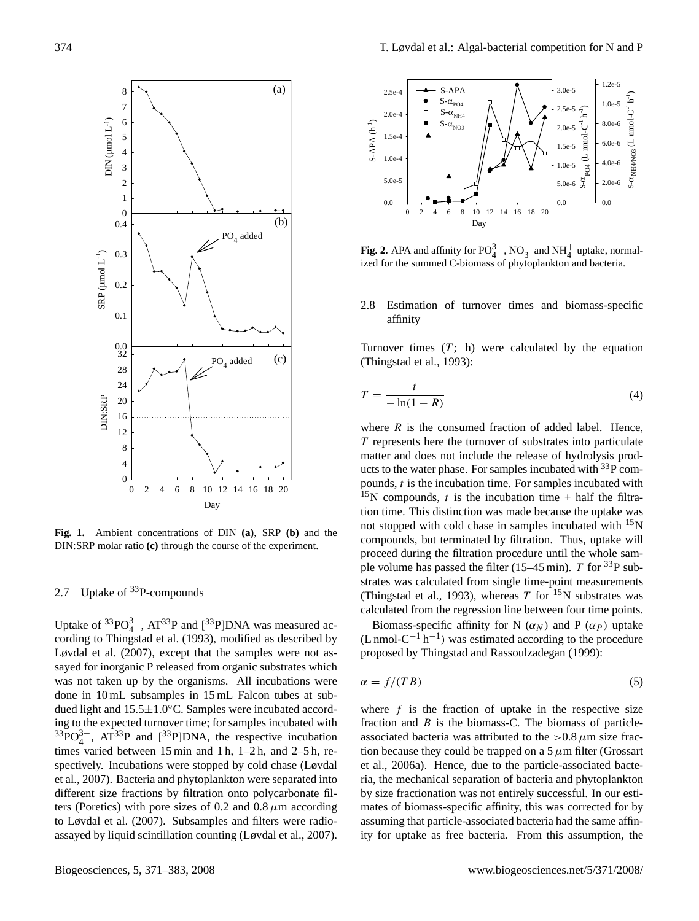**Fig. 1.** Ambient concentrations of DIN **(a)**, SRP **(b)** and the DIN:SRP molar ratio **(c)** through the course of the experiment.

### 2.7 Uptake of $^{33}$P-compounds

Uptake of $^{33}PO_4^{3-}$, AT$^{33}$P and [$^{33}$P]DNA was measured according to Thingstad et al. (1993), modified as described by Løvdal et al. (2007), except that the samples were not assayed for inorganic P released from organic substrates which was not taken up by the organisms. All incubations were done in 10 mL subsamples in 15 mL Falcon tubes at subdued light and 15.5±1.0°C. Samples were incubated according to the expected turnover time; for samples incubated with $^{33}PO_4^{3-}$, AT$^{33}$P and [$^{33}$P]DNA, the respective incubation times varied between 15 min and 1 h, 1–2 h, and 2–5 h, respectively. Incubations were stopped by cold chase (Løvdal et al., 2007). Bacteria and phytoplankton were separated into different size fractions by filtration onto polycarbonate filters (Poretics) with pore sizes of 0.2 and 0.8 $\mu$m according to Løvdal et al. (2007). Subsamples and filters were radioassayed by liquid scintillation counting (Løvdal et al., 2007).

**Fig. 2.** APA and affinity for $PO_4^{3-}$, $NO_3^-$ and $NH_4^+$ uptake, normalized for the summed C-biomass of phytoplankton and bacteria.

### 2.8 Estimation of turnover times and biomass-specific affinity

Turnover times ($T$; h) were calculated by the equation (Thingstad et al., 1993):

$$T = \frac{t}{-\ln(1-R)} \tag{4}$$

where $R$ is the consumed fraction of added label. Hence, $T$ represents here the turnover of substrates into particulate matter and does not include the release of hydrolysis products to the water phase. For samples incubated with $^{33}$P compounds, $t$ is the incubation time. For samples incubated with $^{15}$N compounds, $t$ is the incubation time + half the filtration time. This distinction was made because the uptake was not stopped with cold chase in samples incubated with $^{15}$N compounds, but terminated by filtration. Thus, uptake will proceed during the filtration procedure until the whole sample volume has passed the filter (15–45 min). $T$ for $^{33}$P substrates was calculated from single time-point measurements (Thingstad et al., 1993), whereas $T$ for $^{15}$N substrates was calculated from the regression line between four time points.

Biomass-specific affinity for N ($\alpha_N$) and P ($\alpha_P$) uptake (L nmol-C$^{-1}$ h$^{-1}$) was estimated according to the procedure proposed by Thingstad and Rassoulzadegan (1999):

$$\alpha = f/(TB) \tag{5}$$

where $f$ is the fraction of uptake in the respective size fraction and $B$ is the biomass-C. The biomass of particle-associated bacteria was attributed to the >0.8 $\mu$m size fraction because they could be trapped on a 5 $\mu$m filter (Grossart et al., 2006a). Hence, due to the particle-associated bacteria, the mechanical separation of bacteria and phytoplankton by size fractionation was not entirely successful. In our estimates of biomass-specific affinity, this was corrected for by assuming that particle-associated bacteria had the same affinity for uptake as free bacteria. From this assumption, the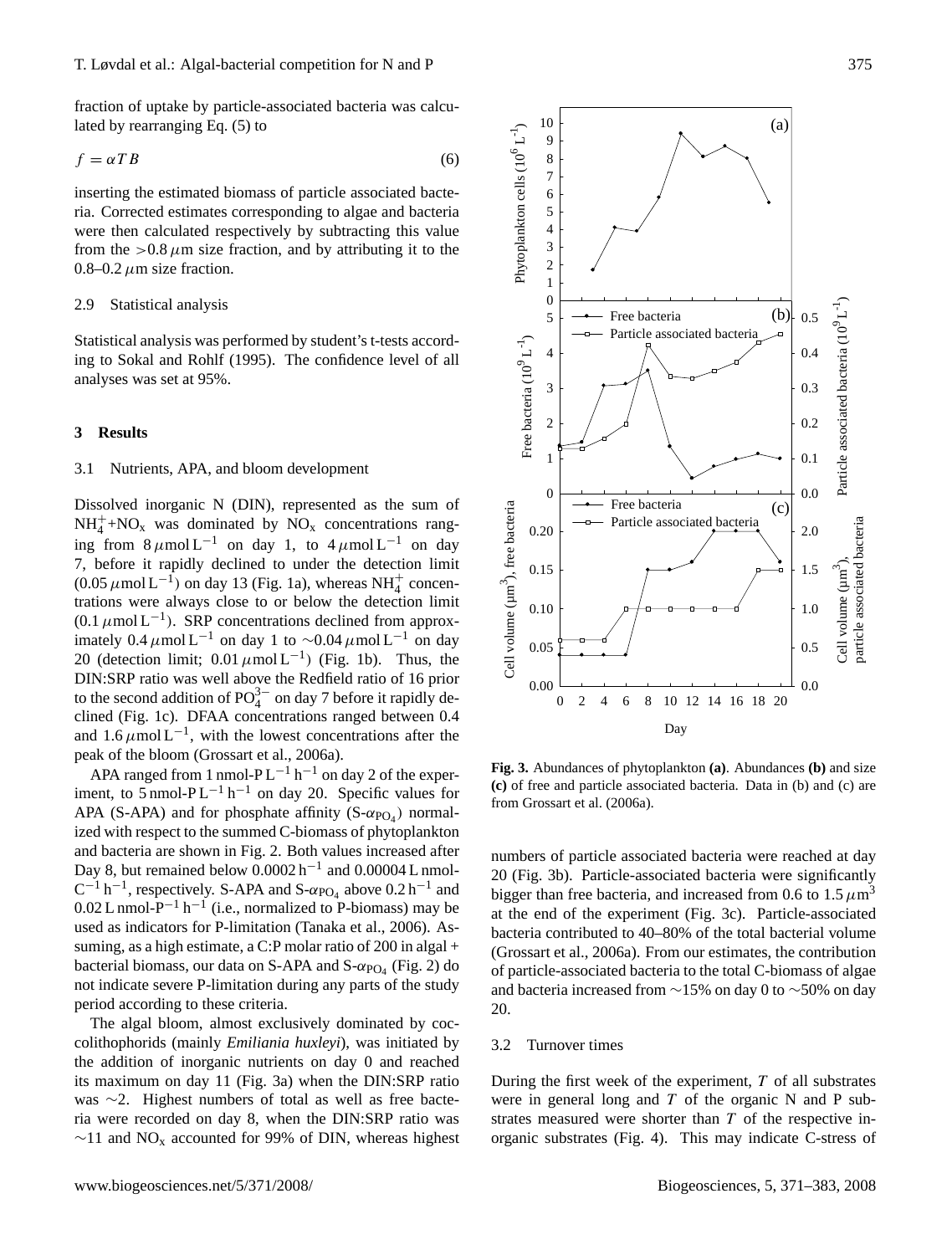fraction of uptake by particle-associated bacteria was calculated by rearranging Eq. (5) to

$$f = \alpha T B \tag{6}$$

inserting the estimated biomass of particle associated bacteria. Corrected estimates corresponding to algae and bacteria were then calculated respectively by subtracting this value from the $>0.8\,\mu$m size fraction, and by attributing it to the 0.8–0.2 $\mu$m size fraction.

### 2.9 Statistical analysis

Statistical analysis was performed by student's t-tests according to Sokal and Rohlf (1995). The confidence level of all analyses was set at 95%.

## 3 Results

### 3.1 Nutrients, APA, and bloom development

Dissolved inorganic N (DIN), represented as the sum of $NH_4^+$+$NO_x$ was dominated by $NO_x$ concentrations ranging from 8 $\mu$mol L$^{-1}$ on day 1, to 4 $\mu$mol L$^{-1}$ on day 7, before it rapidly declined to under the detection limit (0.05 $\mu$mol L$^{-1}$) on day 13 (Fig. 1a), whereas $NH_4^+$ concentrations were always close to or below the detection limit (0.1 $\mu$mol L$^{-1}$). SRP concentrations declined from approximately 0.4 $\mu$mol L$^{-1}$ on day 1 to ~0.04 $\mu$mol L$^{-1}$ on day 20 (detection limit; 0.01 $\mu$mol L$^{-1}$) (Fig. 1b). Thus, the DIN:SRP ratio was well above the Redfield ratio of 16 prior to the second addition of $PO_4^{3-}$ on day 7 before it rapidly declined (Fig. 1c). DFAA concentrations ranged between 0.4 and 1.6 $\mu$mol L$^{-1}$, with the lowest concentrations after the peak of the bloom (Grossart et al., 2006a).

APA ranged from 1 nmol-P L$^{-1}$ h$^{-1}$ on day 2 of the experiment, to 5 nmol-P L$^{-1}$ h$^{-1}$ on day 20. Specific values for APA (S-APA) and for phosphate affinity (S-$\alpha_{PO_4}$) normalized with respect to the summed C-biomass of phytoplankton and bacteria are shown in Fig. 2. Both values increased after Day 8, but remained below 0.0002 h$^{-1}$ and 0.00004 L nmol-C$^{-1}$ h$^{-1}$, respectively. S-APA and S-$\alpha_{PO_4}$ above 0.2 h$^{-1}$ and 0.02 L nmol-P$^{-1}$ h$^{-1}$ (i.e., normalized to P-biomass) may be used as indicators for P-limitation (Tanaka et al., 2006). Assuming, as a high estimate, a C:P molar ratio of 200 in algal + bacterial biomass, our data on S-APA and S-$\alpha_{PO_4}$ (Fig. 2) do not indicate severe P-limitation during any parts of the study period according to these criteria.

The algal bloom, almost exclusively dominated by coccolithophorids (mainly *Emiliania huxleyi*), was initiated by the addition of inorganic nutrients on day 0 and reached its maximum on day 11 (Fig. 3a) when the DIN:SRP ratio was ~2. Highest numbers of total as well as free bacteria were recorded on day 8, when the DIN:SRP ratio was ~11 and $NO_x$ accounted for 99% of DIN, whereas highest numbers of particle associated bacteria were reached at day 20 (Fig. 3b). Particle-associated bacteria were significantly bigger than free bacteria, and increased from 0.6 to 1.5 $\mu$m$^3$ at the end of the experiment (Fig. 3c). Particle-associated bacteria contributed to 40–80% of the total bacterial volume (Grossart et al., 2006a). From our estimates, the contribution of particle-associated bacteria to the total C-biomass of algae and bacteria increased from ~15% on day 0 to ~50% on day 20.

**Fig. 3.** Abundances of phytoplankton **(a)**. Abundances **(b)** and size **(c)** of free and particle associated bacteria. Data in (b) and (c) are from Grossart et al. (2006a).

### 3.2 Turnover times

During the first week of the experiment, $T$ of all substrates were in general long and $T$ of the organic N and P substrates measured were shorter than $T$ of the respective inorganic substrates (Fig. 4). This may indicate C-stress of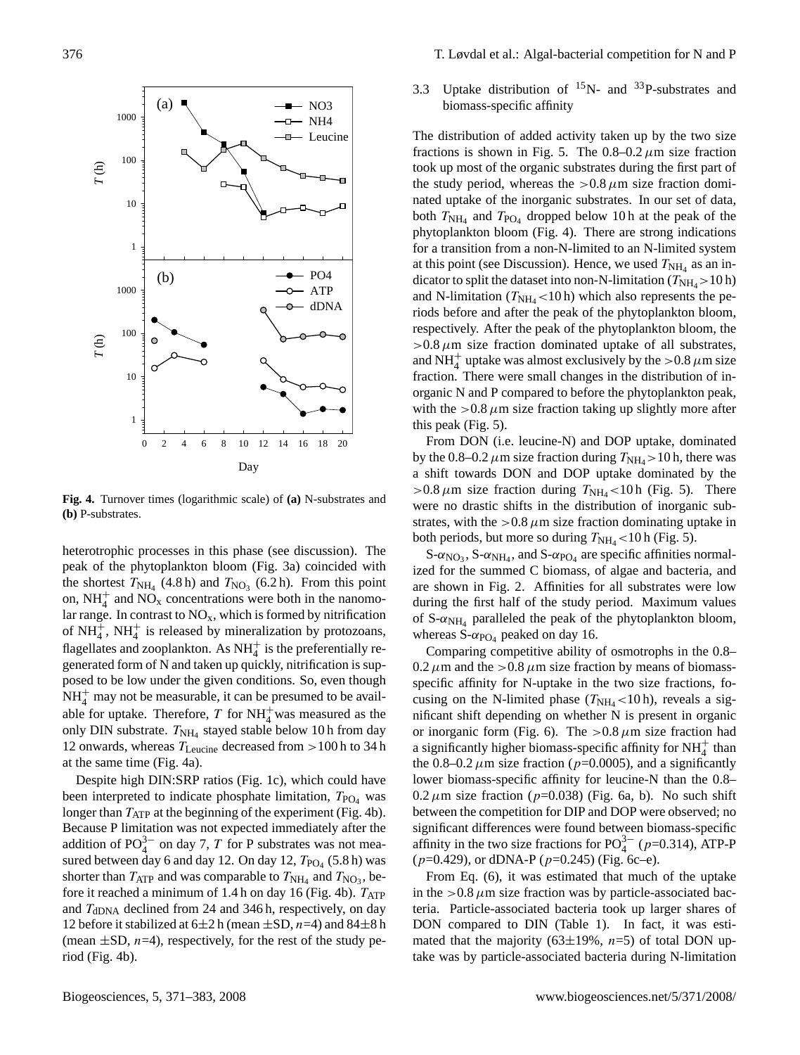**Fig. 4.** Turnover times (logarithmic scale) of **(a)** N-substrates and **(b)** P-substrates.

heterotrophic processes in this phase (see discussion). The peak of the phytoplankton bloom (Fig. 3a) coincided with the shortest $T_{NH_4}$ (4.8 h) and $T_{NO_3}$ (6.2 h). From this point on, $NH_4^+$ and $NO_x$ concentrations were both in the nanomolar range. In contrast to $NO_x$, which is formed by nitrification of $NH_4^+$, $NH_4^+$ is released by mineralization by protozoans, flagellates and zooplankton. As $NH_4^+$ is the preferentially regenerated form of N and taken up quickly, nitrification is supposed to be low under the given conditions. So, even though $NH_4^+$ may not be measurable, it can be presumed to be available for uptake. Therefore, $T$ for $NH_4^+$ was measured as the only DIN substrate. $T_{NH_4}$ stayed stable below 10 h from day 12 onwards, whereas $T_{Leucine}$ decreased from >100 h to 34 h at the same time (Fig. 4a).

Despite high DIN:SRP ratios (Fig. 1c), which could have been interpreted to indicate phosphate limitation, $T_{PO_4}$ was longer than $T_{ATP}$ at the beginning of the experiment (Fig. 4b). Because P limitation was not expected immediately after the addition of $PO_4^{3-}$ on day 7, $T$ for P substrates was not measured between day 6 and day 12. On day 12, $T_{PO_4}$ (5.8 h) was shorter than $T_{ATP}$ and was comparable to $T_{NH_4}$ and $T_{NO_3}$, before it reached a minimum of 1.4 h on day 16 (Fig. 4b). $T_{ATP}$ and $T_{dDNA}$ declined from 24 and 346 h, respectively, on day 12 before it stabilized at 6±2 h (mean ±SD, $n$=4) and 84±8 h (mean ±SD, $n$=4), respectively, for the rest of the study period (Fig. 4b).

### 3.3 Uptake distribution of $^{15}$N- and $^{33}$P-substrates and biomass-specific affinity

The distribution of added activity taken up by the two size fractions is shown in Fig. 5. The 0.8–0.2 $\mu$m size fraction took up most of the organic substrates during the first part of the study period, whereas the >0.8 $\mu$m size fraction dominated uptake of the inorganic substrates. In our set of data, both $T_{NH_4}$ and $T_{PO_4}$ dropped below 10 h at the peak of the phytoplankton bloom (Fig. 4). There are strong indications for a transition from a non-N-limited to an N-limited system at this point (see Discussion). Hence, we used $T_{NH_4}$ as an indicator to split the dataset into non-N-limitation ($T_{NH_4}$>10 h) and N-limitation ($T_{NH_4}$<10 h) which also represents the periods before and after the peak of the phytoplankton bloom, respectively. After the peak of the phytoplankton bloom, the >0.8 $\mu$m size fraction dominated uptake of all substrates, and $NH_4^+$ uptake was almost exclusively by the >0.8 $\mu$m size fraction. There were small changes in the distribution of inorganic N and P compared to before the phytoplankton peak, with the >0.8 $\mu$m size fraction taking up slightly more after this peak (Fig. 5).

From DON (i.e. leucine-N) and DOP uptake, dominated by the 0.8–0.2 $\mu$m size fraction during $T_{NH_4}$>10 h, there was a shift towards DON and DOP uptake dominated by the >0.8 $\mu$m size fraction during $T_{NH_4}$<10 h (Fig. 5). There were no drastic shifts in the distribution of inorganic substrates, with the >0.8 $\mu$m size fraction dominating uptake in both periods, but more so during $T_{NH_4}$<10 h (Fig. 5).

S-$\alpha_{NO_3}$, S-$\alpha_{NH_4}$, and S-$\alpha_{PO_4}$ are specific affinities normalized for the summed C biomass, of algae and bacteria, and are shown in Fig. 2. Affinities for all substrates were low during the first half of the study period. Maximum values of S-$\alpha_{NH_4}$ paralleled the peak of the phytoplankton bloom, whereas S-$\alpha_{PO_4}$ peaked on day 16.

Comparing competitive ability of osmotrophs in the 0.8–0.2 $\mu$m and the >0.8 $\mu$m size fraction by means of biomass-specific affinity for N-uptake in the two size fractions, focusing on the N-limited phase ($T_{NH_4}$<10 h), reveals a significant shift depending on whether N is present in organic or inorganic form (Fig. 6). The >0.8 $\mu$m size fraction had a significantly higher biomass-specific affinity for $NH_4^+$ than the 0.8–0.2 $\mu$m size fraction ($p$=0.0005), and a significantly lower biomass-specific affinity for leucine-N than the 0.8–0.2 $\mu$m size fraction ($p$=0.038) (Fig. 6a, b). No such shift between the competition for DIP and DOP were observed; no significant differences were found between biomass-specific affinity in the two size fractions for $PO_4^{3-}$ ($p$=0.314), ATP-P ($p$=0.429), or dDNA-P ($p$=0.245) (Fig. 6c–e).

From Eq. (6), it was estimated that much of the uptake in the >0.8 $\mu$m size fraction was by particle-associated bacteria. Particle-associated bacteria took up larger shares of DON compared to DIN (Table 1). In fact, it was estimated that the majority (63±19%, $n$=5) of total DON uptake was by particle-associated bacteria during N-limitation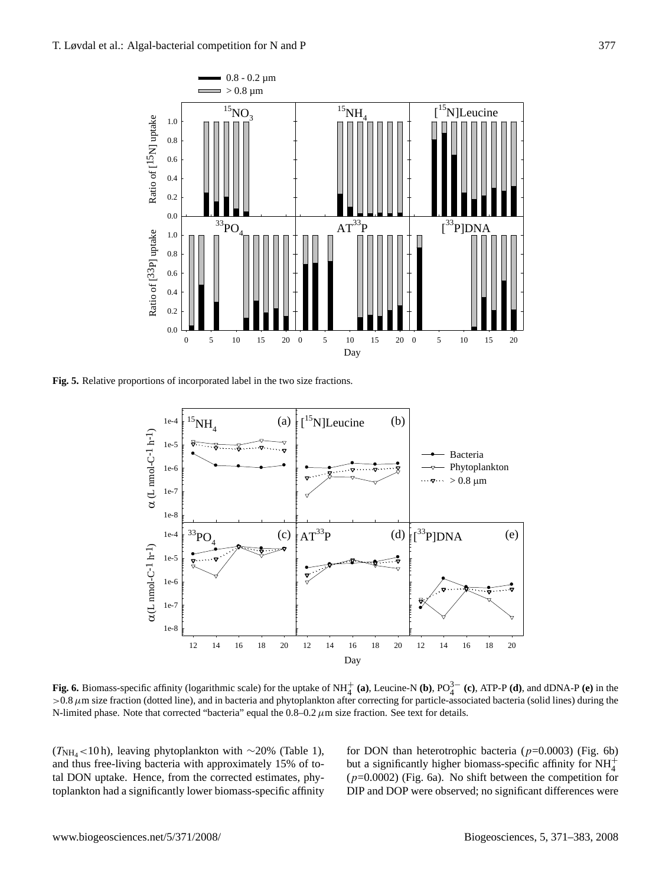**Fig. 5.** Relative proportions of incorporated label in the two size fractions.

**Fig. 6.** Biomass-specific affinity (logarithmic scale) for the uptake of $NH_4^+$ **(a)**, Leucine-N **(b)**, $PO_4^{3-}$ **(c)**, ATP-P **(d)**, and dDNA-P **(e)** in the >0.8 $\mu$m size fraction (dotted line), and in bacteria and phytoplankton after correcting for particle-associated bacteria (solid lines) during the N-limited phase. Note that corrected "bacteria" equal the 0.8–0.2 $\mu$m size fraction. See text for details.

($T_{NH_4}$ <10 h), leaving phytoplankton with ∼20% (Table 1), and thus free-living bacteria with approximately 15% of total DON uptake. Hence, from the corrected estimates, phytoplankton had a significantly lower biomass-specific affinity for DON than heterotrophic bacteria ($p$=0.0003) (Fig. 6b) but a significantly higher biomass-specific affinity for $NH_4^+$ ($p$=0.0002) (Fig. 6a). No shift between the competition for DIP and DOP were observed; no significant differences were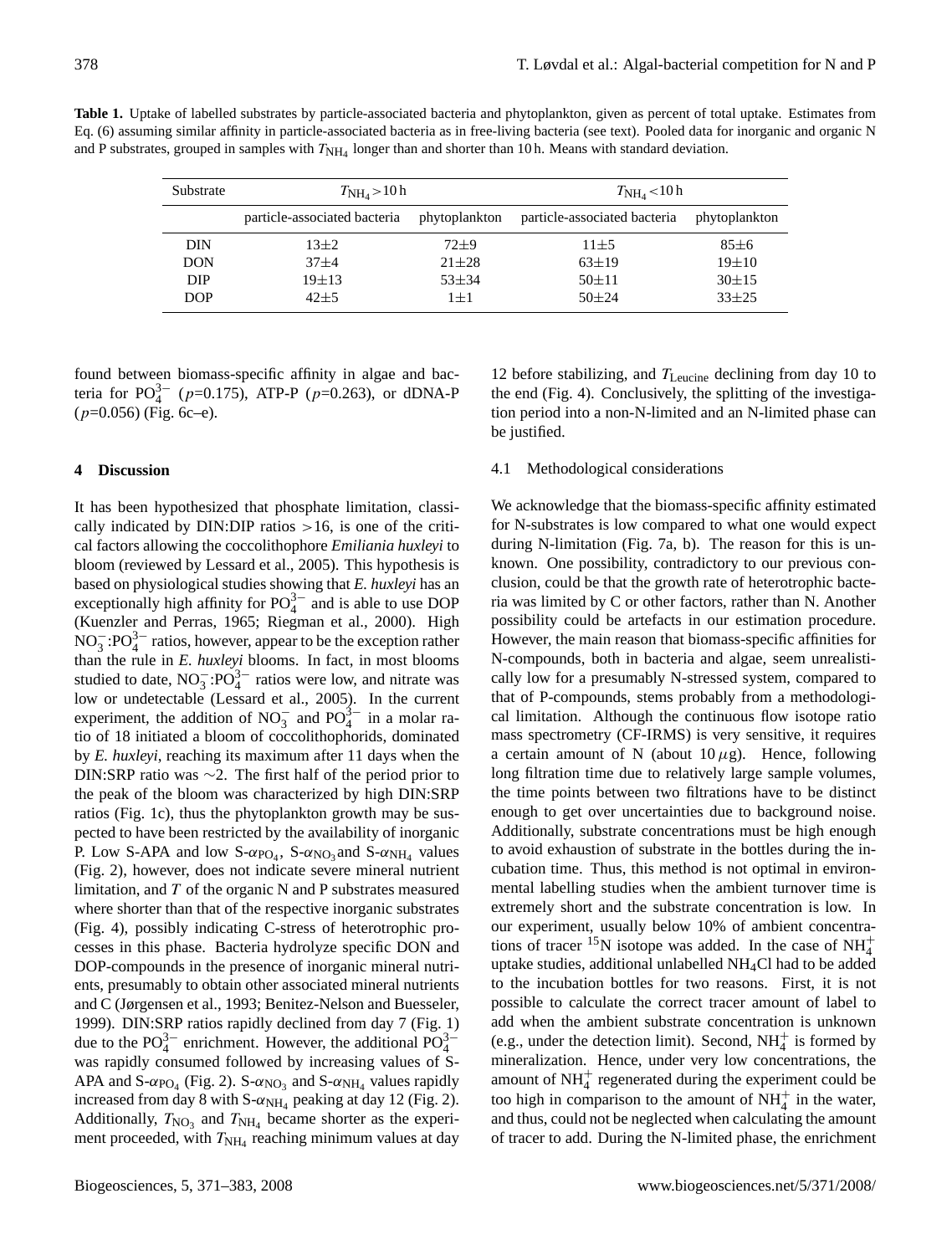**Table 1.** Uptake of labelled substrates by particle-associated bacteria and phytoplankton, given as percent of total uptake. Estimates from Eq. (6) assuming similar affinity in particle-associated bacteria as in free-living bacteria (see text). Pooled data for inorganic and organic N and P substrates, grouped in samples with $T_{NH_4}$ longer than and shorter than 10 h. Means with standard deviation.

| Substrate | $T_{NH_4}>10$ h | | $T_{NH_4}<10$ h | |
|---|---|---|---|---|
| | particle-associated bacteria | phytoplankton | particle-associated bacteria | phytoplankton |
| DIN | 13±2 | 72±9 | 11±5 | 85±6 |
| DON | 37±4 | 21±28 | 63±19 | 19±10 |
| DIP | 19±13 | 53±34 | 50±11 | 30±15 |
| DOP | 42±5 | 1±1 | 50±24 | 33±25 |

found between biomass-specific affinity in algae and bacteria for $PO_4^{3-}$ ($p$=0.175), ATP-P ($p$=0.263), or dDNA-P ($p$=0.056) (Fig. 6c–e).

## 4 Discussion

It has been hypothesized that phosphate limitation, classically indicated by DIN:DIP ratios >16, is one of the critical factors allowing the coccolithophore *Emiliania huxleyi* to bloom (reviewed by Lessard et al., 2005). This hypothesis is based on physiological studies showing that *E. huxleyi* has an exceptionally high affinity for $PO_4^{3-}$ and is able to use DOP (Kuenzler and Perras, 1965; Riegman et al., 2000). High $NO_3^-$:$PO_4^{3-}$ ratios, however, appear to be the exception rather than the rule in *E. huxleyi* blooms. In fact, in most blooms studied to date, $NO_3^-$:$PO_4^{3-}$ ratios were low, and nitrate was low or undetectable (Lessard et al., 2005). In the current experiment, the addition of $NO_3^-$ and $PO_4^{3-}$ in a molar ratio of 18 initiated a bloom of coccolithophorids, dominated by *E. huxleyi*, reaching its maximum after 11 days when the DIN:SRP ratio was ∼2. The first half of the period prior to the peak of the bloom was characterized by high DIN:SRP ratios (Fig. 1c), thus the phytoplankton growth may be suspected to have been restricted by the availability of inorganic P. Low S-APA and low S-$\alpha_{PO_4}$, S-$\alpha_{NO_3}$and S-$\alpha_{NH_4}$ values (Fig. 2), however, does not indicate severe mineral nutrient limitation, and $T$ of the organic N and P substrates measured where shorter than that of the respective inorganic substrates (Fig. 4), possibly indicating C-stress of heterotrophic processes in this phase. Bacteria hydrolyze specific DON and DOP-compounds in the presence of inorganic mineral nutrients, presumably to obtain other associated mineral nutrients and C (Jørgensen et al., 1993; Benitez-Nelson and Buesseler, 1999). DIN:SRP ratios rapidly declined from day 7 (Fig. 1) due to the $PO_4^{3-}$ enrichment. However, the additional $PO_4^{3-}$ was rapidly consumed followed by increasing values of S-APA and S-$\alpha_{PO_4}$ (Fig. 2). S-$\alpha_{NO_3}$ and S-$\alpha_{NH_4}$ values rapidly increased from day 8 with S-$\alpha_{NH_4}$ peaking at day 12 (Fig. 2). Additionally, $T_{NO_3}$ and $T_{NH_4}$ became shorter as the experiment proceeded, with $T_{NH_4}$ reaching minimum values at day 12 before stabilizing, and $T_{Leucine}$ declining from day 10 to the end (Fig. 4). Conclusively, the splitting of the investigation period into a non-N-limited and an N-limited phase can be justified.

### 4.1 Methodological considerations

We acknowledge that the biomass-specific affinity estimated for N-substrates is low compared to what one would expect during N-limitation (Fig. 7a, b). The reason for this is unknown. One possibility, contradictory to our previous conclusion, could be that the growth rate of heterotrophic bacteria was limited by C or other factors, rather than N. Another possibility could be artefacts in our estimation procedure. However, the main reason that biomass-specific affinities for N-compounds, both in bacteria and algae, seem unrealistically low for a presumably N-stressed system, compared to that of P-compounds, stems probably from a methodological limitation. Although the continuous flow isotope ratio mass spectrometry (CF-IRMS) is very sensitive, it requires a certain amount of N (about 10 $\mu$g). Hence, following long filtration time due to relatively large sample volumes, the time points between two filtrations have to be distinct enough to get over uncertainties due to background noise. Additionally, substrate concentrations must be high enough to avoid exhaustion of substrate in the bottles during the incubation time. Thus, this method is not optimal in environmental labelling studies when the ambient turnover time is extremely short and the substrate concentration is low. In our experiment, usually below 10% of ambient concentrations of tracer $^{15}N$ isotope was added. In the case of $NH_4^+$ uptake studies, additional unlabelled $NH_4Cl$ had to be added to the incubation bottles for two reasons. First, it is not possible to calculate the correct tracer amount of label to add when the ambient substrate concentration is unknown (e.g., under the detection limit). Second, $NH_4^+$ is formed by mineralization. Hence, under very low concentrations, the amount of $NH_4^+$ regenerated during the experiment could be too high in comparison to the amount of $NH_4^+$ in the water, and thus, could not be neglected when calculating the amount of tracer to add. During the N-limited phase, the enrichment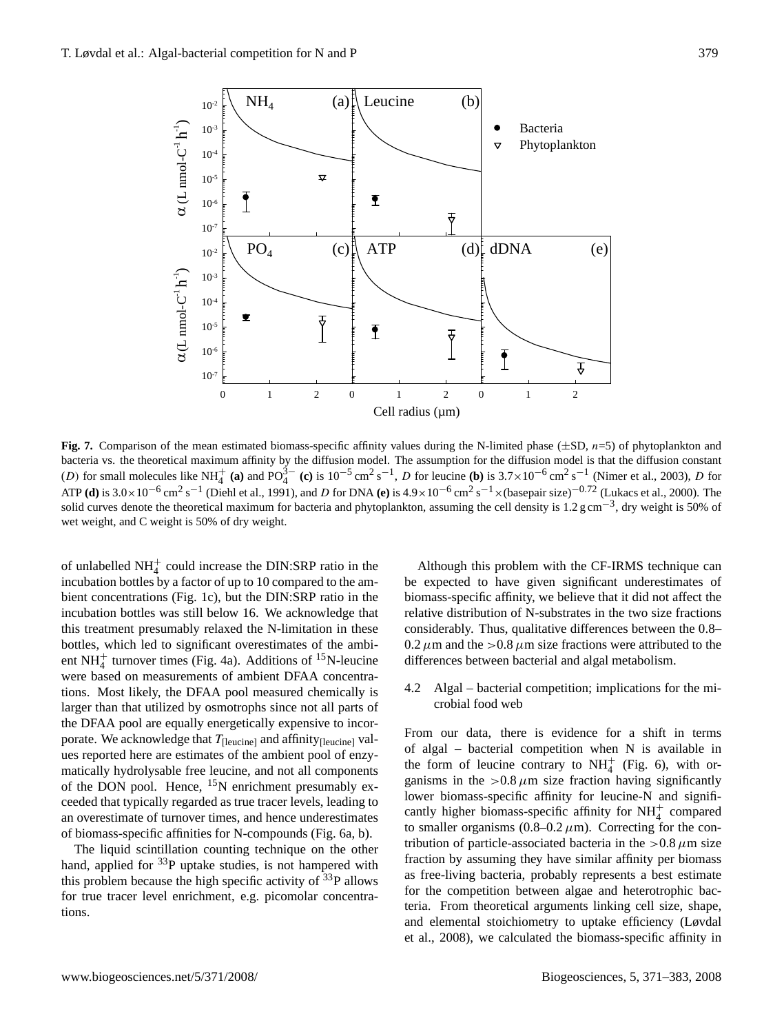**Fig. 7.** Comparison of the mean estimated biomass-specific affinity values during the N-limited phase (±SD, $n$=5) of phytoplankton and bacteria vs. the theoretical maximum affinity by the diffusion model. The assumption for the diffusion model is that the diffusion constant ($D$) for small molecules like $NH_4^+$ **(a)** and $PO_4^{3-}$ **(c)** is $10^{-5}$ cm$^2$ s$^{-1}$, $D$ for leucine **(b)** is $3.7\times10^{-6}$ cm$^2$ s$^{-1}$ (Nimer et al., 2003), $D$ for ATP **(d)** is $3.0\times10^{-6}$ cm$^2$ s$^{-1}$ (Diehl et al., 1991), and $D$ for DNA **(e)** is $4.9\times10^{-6}$ cm$^2$ s$^{-1}\times$(basepair size)$^{-0.72}$ (Lukacs et al., 2000). The solid curves denote the theoretical maximum for bacteria and phytoplankton, assuming the cell density is 1.2 g cm$^{-3}$, dry weight is 50% of wet weight, and C weight is 50% of dry weight.

of unlabelled $NH_4^+$ could increase the DIN:SRP ratio in the incubation bottles by a factor of up to 10 compared to the ambient concentrations (Fig. 1c), but the DIN:SRP ratio in the incubation bottles was still below 16. We acknowledge that this treatment presumably relaxed the N-limitation in these bottles, which led to significant overestimates of the ambient $NH_4^+$ turnover times (Fig. 4a). Additions of $^{15}$N-leucine were based on measurements of ambient DFAA concentrations. Most likely, the DFAA pool measured chemically is larger than that utilized by osmotrophs since not all parts of the DFAA pool are equally energetically expensive to incorporate. We acknowledge that $T_{[\text{leucine}]}$ and affinity$_{[\text{leucine}]}$ values reported here are estimates of the ambient pool of enzymatically hydrolysable free leucine, and not all components of the DON pool. Hence, $^{15}$N enrichment presumably exceeded that typically regarded as true tracer levels, leading to an overestimate of turnover times, and hence underestimates of biomass-specific affinities for N-compounds (Fig. 6a, b).

The liquid scintillation counting technique on the other hand, applied for $^{33}$P uptake studies, is not hampered with this problem because the high specific activity of $^{33}$P allows for true tracer level enrichment, e.g. picomolar concentrations.

Although this problem with the CF-IRMS technique can be expected to have given significant underestimates of biomass-specific affinity, we believe that it did not affect the relative distribution of N-substrates in the two size fractions considerably. Thus, qualitative differences between the 0.8–0.2 $\mu$m and the >0.8 $\mu$m size fractions were attributed to the differences between bacterial and algal metabolism.

### 4.2 Algal – bacterial competition; implications for the microbial food web

From our data, there is evidence for a shift in terms of algal – bacterial competition when N is available in the form of leucine contrary to $NH_4^+$ (Fig. 6), with organisms in the >0.8 $\mu$m size fraction having significantly lower biomass-specific affinity for leucine-N and significantly higher biomass-specific affinity for $NH_4^+$ compared to smaller organisms (0.8–0.2 $\mu$m). Correcting for the contribution of particle-associated bacteria in the >0.8 $\mu$m size fraction by assuming they have similar affinity per biomass as free-living bacteria, probably represents a best estimate for the competition between algae and heterotrophic bacteria. From theoretical arguments linking cell size, shape, and elemental stoichiometry to uptake efficiency (Løvdal et al., 2008), we calculated the biomass-specific affinity in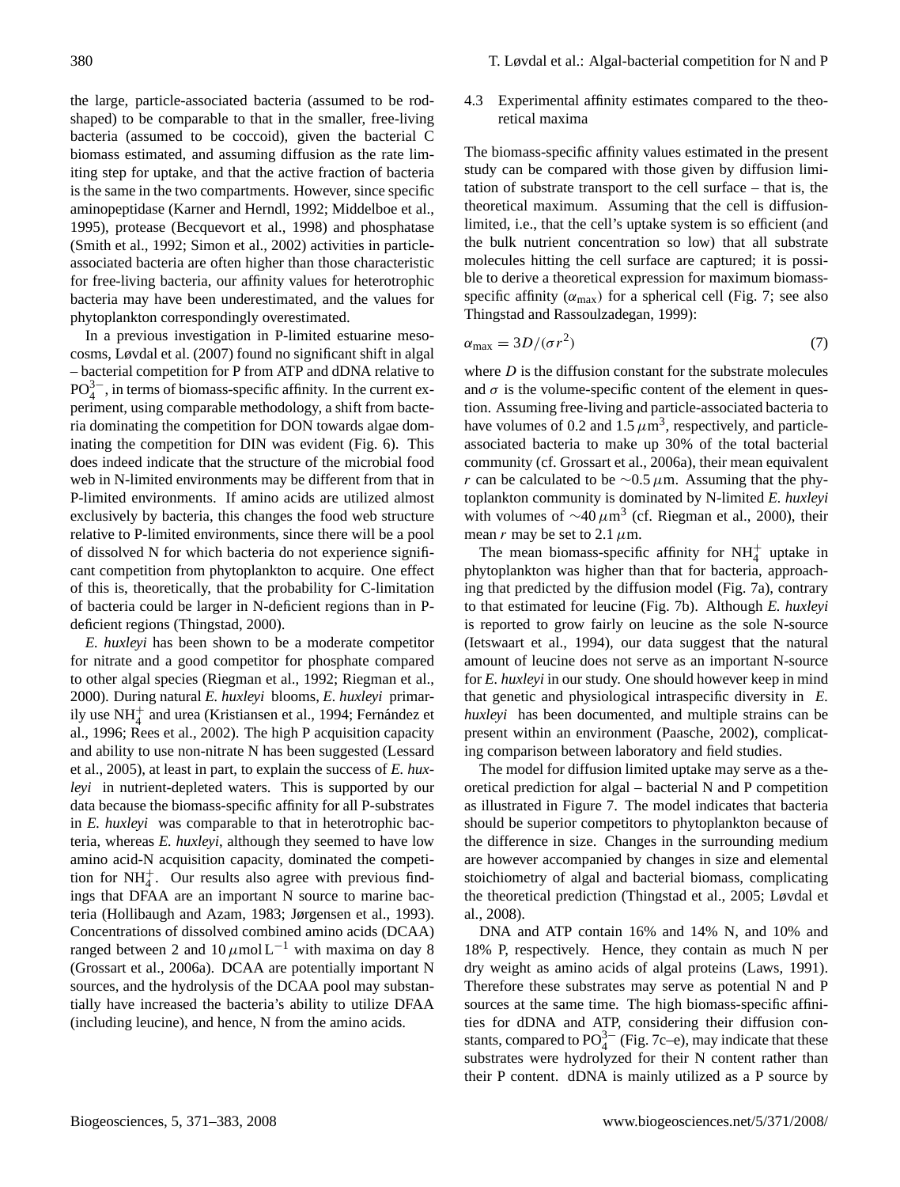the large, particle-associated bacteria (assumed to be rod-shaped) to be comparable to that in the smaller, free-living bacteria (assumed to be coccoid), given the bacterial C biomass estimated, and assuming diffusion as the rate limiting step for uptake, and that the active fraction of bacteria is the same in the two compartments. However, since specific aminopeptidase (Karner and Herndl, 1992; Middelboe et al., 1995), protease (Becquevort et al., 1998) and phosphatase (Smith et al., 1992; Simon et al., 2002) activities in particle-associated bacteria are often higher than those characteristic for free-living bacteria, our affinity values for heterotrophic bacteria may have been underestimated, and the values for phytoplankton correspondingly overestimated.

In a previous investigation in P-limited estuarine mesocosms, Løvdal et al. (2007) found no significant shift in algal – bacterial competition for P from ATP and dDNA relative to $PO_4^{3-}$, in terms of biomass-specific affinity. In the current experiment, using comparable methodology, a shift from bacteria dominating the competition for DON towards algae dominating the competition for DIN was evident (Fig. 6). This does indeed indicate that the structure of the microbial food web in N-limited environments may be different from that in P-limited environments. If amino acids are utilized almost exclusively by bacteria, this changes the food web structure relative to P-limited environments, since there will be a pool of dissolved N for which bacteria do not experience significant competition from phytoplankton to acquire. One effect of this is, theoretically, that the probability for C-limitation of bacteria could be larger in N-deficient regions than in P-deficient regions (Thingstad, 2000).

*E. huxleyi* has been shown to be a moderate competitor for nitrate and a good competitor for phosphate compared to other algal species (Riegman et al., 1992; Riegman et al., 2000). During natural *E. huxleyi* blooms, *E. huxleyi* primarily use $NH_4^+$ and urea (Kristiansen et al., 1994; Fernández et al., 1996; Rees et al., 2002). The high P acquisition capacity and ability to use non-nitrate N has been suggested (Lessard et al., 2005), at least in part, to explain the success of *E. huxleyi* in nutrient-depleted waters. This is supported by our data because the biomass-specific affinity for all P-substrates in *E. huxleyi* was comparable to that in heterotrophic bacteria, whereas *E. huxleyi*, although they seemed to have low amino acid-N acquisition capacity, dominated the competition for $NH_4^+$. Our results also agree with previous findings that DFAA are an important N source to marine bacteria (Hollibaugh and Azam, 1983; Jørgensen et al., 1993). Concentrations of dissolved combined amino acids (DCAA) ranged between 2 and 10 $\mu$mol L$^{-1}$ with maxima on day 8 (Grossart et al., 2006a). DCAA are potentially important N sources, and the hydrolysis of the DCAA pool may substantially have increased the bacteria's ability to utilize DFAA (including leucine), and hence, N from the amino acids.

### 4.3 Experimental affinity estimates compared to the theoretical maxima

The biomass-specific affinity values estimated in the present study can be compared with those given by diffusion limitation of substrate transport to the cell surface – that is, the theoretical maximum. Assuming that the cell is diffusion-limited, i.e., that the cell's uptake system is so efficient (and the bulk nutrient concentration so low) that all substrate molecules hitting the cell surface are captured; it is possible to derive a theoretical expression for maximum biomass-specific affinity ($\alpha_{max}$) for a spherical cell (Fig. 7; see also Thingstad and Rassoulzadegan, 1999):

$$\alpha_{max} = 3D/(\sigma r^2) \tag{7}$$

where $D$ is the diffusion constant for the substrate molecules and $\sigma$ is the volume-specific content of the element in question. Assuming free-living and particle-associated bacteria to have volumes of 0.2 and 1.5 $\mu$m$^3$, respectively, and particle-associated bacteria to make up 30% of the total bacterial community (cf. Grossart et al., 2006a), their mean equivalent $r$ can be calculated to be $\sim$0.5 $\mu$m. Assuming that the phytoplankton community is dominated by N-limited *E. huxleyi* with volumes of $\sim$40 $\mu$m$^3$ (cf. Riegman et al., 2000), their mean $r$ may be set to 2.1 $\mu$m.

The mean biomass-specific affinity for $NH_4^+$ uptake in phytoplankton was higher than that for bacteria, approaching that predicted by the diffusion model (Fig. 7a), contrary to that estimated for leucine (Fig. 7b). Although *E. huxleyi* is reported to grow fairly on leucine as the sole N-source (Ietswaart et al., 1994), our data suggest that the natural amount of leucine does not serve as an important N-source for *E. huxleyi* in our study. One should however keep in mind that genetic and physiological intraspecific diversity in *E. huxleyi* has been documented, and multiple strains can be present within an environment (Paasche, 2002), complicating comparison between laboratory and field studies.

The model for diffusion limited uptake may serve as a theoretical prediction for algal – bacterial N and P competition as illustrated in Figure 7. The model indicates that bacteria should be superior competitors to phytoplankton because of the difference in size. Changes in the surrounding medium are however accompanied by changes in size and elemental stoichiometry of algal and bacterial biomass, complicating the theoretical prediction (Thingstad et al., 2005; Løvdal et al., 2008).

DNA and ATP contain 16% and 14% N, and 10% and 18% P, respectively. Hence, they contain as much N per dry weight as amino acids of algal proteins (Laws, 1991). Therefore these substrates may serve as potential N and P sources at the same time. The high biomass-specific affinities for dDNA and ATP, considering their diffusion constants, compared to $PO_4^{3-}$ (Fig. 7c–e), may indicate that these substrates were hydrolyzed for their N content rather than their P content. dDNA is mainly utilized as a P source by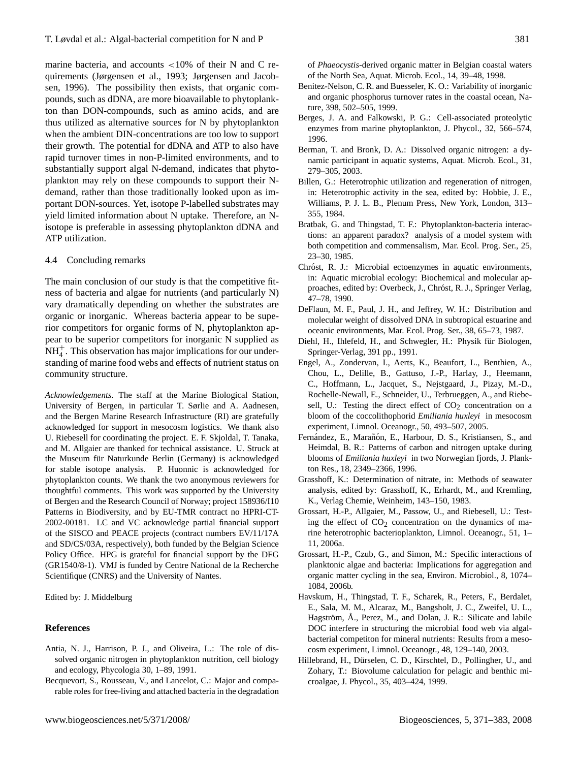marine bacteria, and accounts <10% of their N and C requirements (Jørgensen et al., 1993; Jørgensen and Jacobsen, 1996). The possibility then exists, that organic compounds, such as dDNA, are more bioavailable to phytoplankton than DON-compounds, such as amino acids, and are thus utilized as alternative sources for N by phytoplankton when the ambient DIN-concentrations are too low to support their growth. The potential for dDNA and ATP to also have rapid turnover times in non-P-limited environments, and to substantially support algal N-demand, indicates that phytoplankton may rely on these compounds to support their N-demand, rather than those traditionally looked upon as important DON-sources. Yet, isotope P-labelled substrates may yield limited information about N uptake. Therefore, an N-isotope is preferable in assessing phytoplankton dDNA and ATP utilization.

### 4.4 Concluding remarks

The main conclusion of our study is that the competitive fitness of bacteria and algae for nutrients (and particularly N) vary dramatically depending on whether the substrates are organic or inorganic. Whereas bacteria appear to be superior competitors for organic forms of N, phytoplankton appear to be superior competitors for inorganic N supplied as $NH_4^+$. This observation has major implications for our understanding of marine food webs and effects of nutrient status on community structure.

*Acknowledgements.* The staff at the Marine Biological Station, University of Bergen, in particular T. Sørlie and A. Aadnesen, and the Bergen Marine Research Infrastructure (RI) are gratefully acknowledged for support in mesocosm logistics. We thank also U. Riebesell for coordinating the project. E. F. Skjoldal, T. Tanaka, and M. Allgaier are thanked for technical assistance. U. Struck at the Museum für Naturkunde Berlin (Germany) is acknowledged for stable isotope analysis. P. Huonnic is acknowledged for phytoplankton counts. We thank the two anonymous reviewers for thoughtful comments. This work was supported by the University of Bergen and the Research Council of Norway; project 158936/I10 Patterns in Biodiversity, and by EU-TMR contract no HPRI-CT-2002-00181. LC and VC acknowledge partial financial support of the SISCO and PEACE projects (contract numbers EV/11/17A and SD/CS/03A, respectively), both funded by the Belgian Science Policy Office. HPG is grateful for financial support by the DFG (GR1540/8-1). VMJ is funded by Centre National de la Recherche Scientifique (CNRS) and the University of Nantes.

Edited by: J. Middelburg

## References

Antia, N. J., Harrison, P. J., and Oliveira, L.: The role of dissolved organic nitrogen in phytoplankton nutrition, cell biology and ecology, Phycologia 30, 1–89, 1991.

Becquevort, S., Rousseau, V., and Lancelot, C.: Major and comparable roles for free-living and attached bacteria in the degradation of *Phaeocystis*-derived organic matter in Belgian coastal waters of the North Sea, Aquat. Microb. Ecol., 14, 39–48, 1998.

Benitez-Nelson, C. R. and Buesseler, K. O.: Variability of inorganic and organic phosphorus turnover rates in the coastal ocean, Nature, 398, 502–505, 1999.

Berges, J. A. and Falkowski, P. G.: Cell-associated proteolytic enzymes from marine phytoplankton, J. Phycol., 32, 566–574, 1996.

Berman, T. and Bronk, D. A.: Dissolved organic nitrogen: a dynamic participant in aquatic systems, Aquat. Microb. Ecol., 31, 279–305, 2003.

Billen, G.: Heterotrophic utilization and regeneration of nitrogen, in: Heterotrophic activity in the sea, edited by: Hobbie, J. E., Williams, P. J. L. B., Plenum Press, New York, London, 313–355, 1984.

Bratbak, G. and Thingstad, T. F.: Phytoplankton-bacteria interactions: an apparent paradox? analysis of a model system with both competition and commensalism, Mar. Ecol. Prog. Ser., 25, 23–30, 1985.

Chróst, R. J.: Microbial ectoenzymes in aquatic environments, in: Aquatic microbial ecology: Biochemical and molecular approaches, edited by: Overbeck, J., Chróst, R. J., Springer Verlag, 47–78, 1990.

DeFlaun, M. F., Paul, J. H., and Jeffrey, W. H.: Distribution and molecular weight of dissolved DNA in subtropical estuarine and oceanic environments, Mar. Ecol. Prog. Ser., 38, 65–73, 1987.

Diehl, H., Ihlefeld, H., and Schwegler, H.: Physik für Biologen, Springer-Verlag, 391 pp., 1991.

Engel, A., Zondervan, I., Aerts, K., Beaufort, L., Benthien, A., Chou, L., Delille, B., Gattuso, J.-P., Harlay, J., Heemann, C., Hoffmann, L., Jacquet, S., Nejstgaard, J., Pizay, M.-D., Rochelle-Newall, E., Schneider, U., Terbrueggen, A., and Riebesell, U.: Testing the direct effect of $CO_2$ concentration on a bloom of the coccolithophorid *Emiliania huxleyi* in mesocosm experiment, Limnol. Oceanogr., 50, 493–507, 2005.

Fernández, E., Marañón, E., Harbour, D. S., Kristiansen, S., and Heimdal, B. R.: Patterns of carbon and nitrogen uptake during blooms of *Emiliania huxleyi* in two Norwegian fjords, J. Plankton Res., 18, 2349–2366, 1996.

Grasshoff, K.: Determination of nitrate, in: Methods of seawater analysis, edited by: Grasshoff, K., Erhardt, M., and Kremling, K., Verlag Chemie, Weinheim, 143–150, 1983.

Grossart, H.-P., Allgaier, M., Passow, U., and Riebesell, U.: Testing the effect of $CO_2$ concentration on the dynamics of marine heterotrophic bacterioplankton, Limnol. Oceanogr., 51, 1–11, 2006a.

Grossart, H.-P., Czub, G., and Simon, M.: Specific interactions of planktonic algae and bacteria: Implications for aggregation and organic matter cycling in the sea, Environ. Microbiol., 8, 1074–1084, 2006b.

Havskum, H., Thingstad, T. F., Scharek, R., Peters, F., Berdalet, E., Sala, M. M., Alcaraz, M., Bangsholt, J. C., Zweifel, U. L., Hagström, Å., Perez, M., and Dolan, J. R.: Silicate and labile DOC interfere in structuring the microbial food web via algal-bacterial competiton for mineral nutrients: Results from a mesocosm experiment, Limnol. Oceanogr., 48, 129–140, 2003.

Hillebrand, H., Dürselen, C. D., Kirschtel, D., Pollingher, U., and Zohary, T.: Biovolume calculation for pelagic and benthic microalgae, J. Phycol., 35, 403–424, 1999.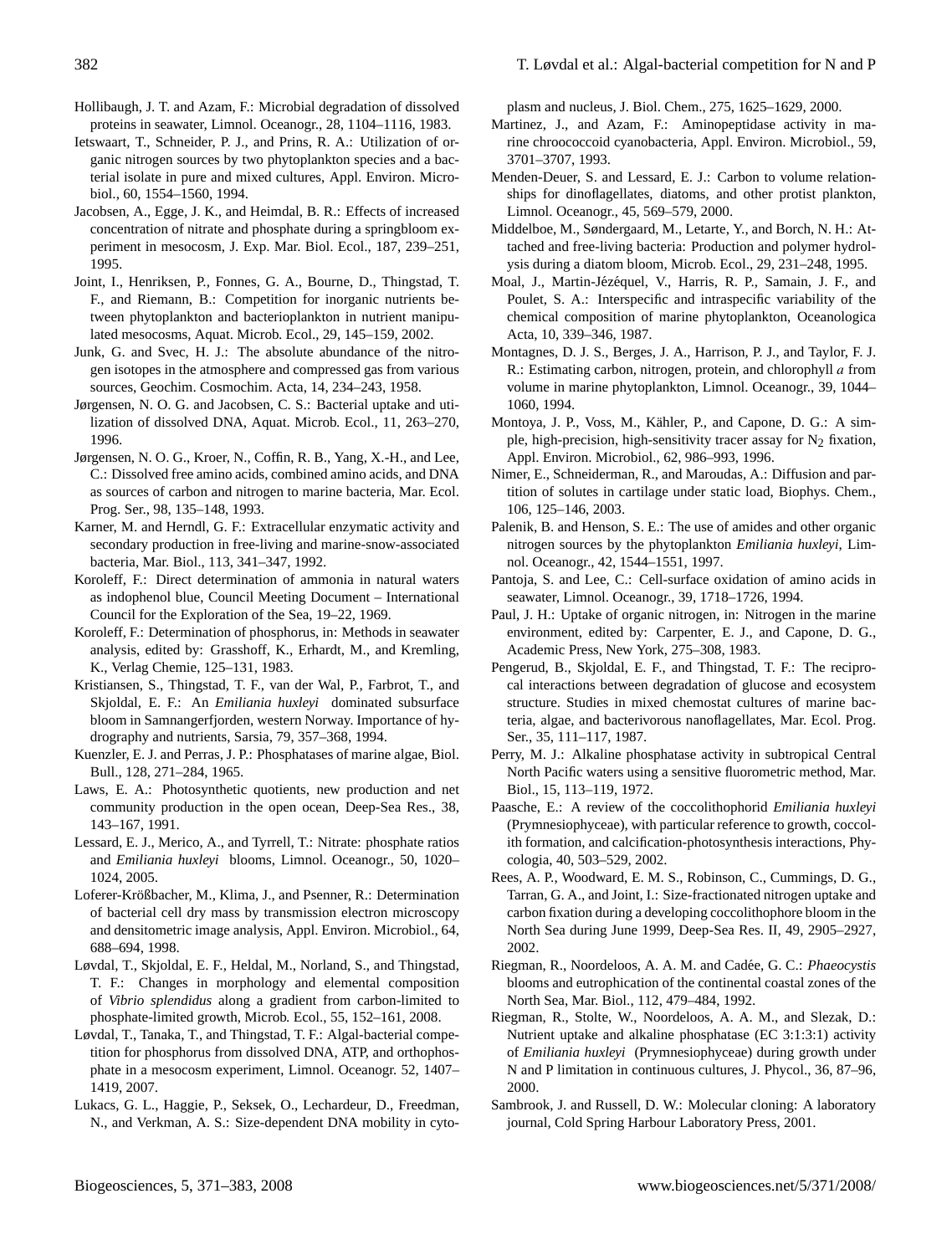Hollibaugh, J. T. and Azam, F.: Microbial degradation of dissolved proteins in seawater, Limnol. Oceanogr., 28, 1104–1116, 1983.

Ietswaart, T., Schneider, P. J., and Prins, R. A.: Utilization of organic nitrogen sources by two phytoplankton species and a bacterial isolate in pure and mixed cultures, Appl. Environ. Microbiol., 60, 1554–1560, 1994.

Jacobsen, A., Egge, J. K., and Heimdal, B. R.: Effects of increased concentration of nitrate and phosphate during a springbloom experiment in mesocosm, J. Exp. Mar. Biol. Ecol., 187, 239–251, 1995.

Joint, I., Henriksen, P., Fonnes, G. A., Bourne, D., Thingstad, T. F., and Riemann, B.: Competition for inorganic nutrients between phytoplankton and bacterioplankton in nutrient manipulated mesocosms, Aquat. Microb. Ecol., 29, 145–159, 2002.

Junk, G. and Svec, H. J.: The absolute abundance of the nitrogen isotopes in the atmosphere and compressed gas from various sources, Geochim. Cosmochim. Acta, 14, 234–243, 1958.

Jørgensen, N. O. G. and Jacobsen, C. S.: Bacterial uptake and utilization of dissolved DNA, Aquat. Microb. Ecol., 11, 263–270, 1996.

Jørgensen, N. O. G., Kroer, N., Coffin, R. B., Yang, X.-H., and Lee, C.: Dissolved free amino acids, combined amino acids, and DNA as sources of carbon and nitrogen to marine bacteria, Mar. Ecol. Prog. Ser., 98, 135–148, 1993.

Karner, M. and Herndl, G. F.: Extracellular enzymatic activity and secondary production in free-living and marine-snow-associated bacteria, Mar. Biol., 113, 341–347, 1992.

Koroleff, F.: Direct determination of ammonia in natural waters as indophenol blue, Council Meeting Document – International Council for the Exploration of the Sea, 19–22, 1969.

Koroleff, F.: Determination of phosphorus, in: Methods in seawater analysis, edited by: Grasshoff, K., Erhardt, M., and Kremling, K., Verlag Chemie, 125–131, 1983.

Kristiansen, S., Thingstad, T. F., van der Wal, P., Farbrot, T., and Skjoldal, E. F.: An *Emiliania huxleyi* dominated subsurface bloom in Samnangerfjorden, western Norway. Importance of hydrography and nutrients, Sarsia, 79, 357–368, 1994.

Kuenzler, E. J. and Perras, J. P.: Phosphatases of marine algae, Biol. Bull., 128, 271–284, 1965.

Laws, E. A.: Photosynthetic quotients, new production and net community production in the open ocean, Deep-Sea Res., 38, 143–167, 1991.

Lessard, E. J., Merico, A., and Tyrrell, T.: Nitrate: phosphate ratios and *Emiliania huxleyi* blooms, Limnol. Oceanogr., 50, 1020–1024, 2005.

Loferer-Krößbacher, M., Klima, J., and Psenner, R.: Determination of bacterial cell dry mass by transmission electron microscopy and densitometric image analysis, Appl. Environ. Microbiol., 64, 688–694, 1998.

Løvdal, T., Skjoldal, E. F., Heldal, M., Norland, S., and Thingstad, T. F.: Changes in morphology and elemental composition of *Vibrio splendidus* along a gradient from carbon-limited to phosphate-limited growth, Microb. Ecol., 55, 152–161, 2008.

Løvdal, T., Tanaka, T., and Thingstad, T. F.: Algal-bacterial competition for phosphorus from dissolved DNA, ATP, and orthophosphate in a mesocosm experiment, Limnol. Oceanogr. 52, 1407–1419, 2007.

Lukacs, G. L., Haggie, P., Seksek, O., Lechardeur, D., Freedman, N., and Verkman, A. S.: Size-dependent DNA mobility in cytoplasm and nucleus, J. Biol. Chem., 275, 1625–1629, 2000.

Martinez, J., and Azam, F.: Aminopeptidase activity in marine chroococcoid cyanobacteria, Appl. Environ. Microbiol., 59, 3701–3707, 1993.

Menden-Deuer, S. and Lessard, E. J.: Carbon to volume relationships for dinoflagellates, diatoms, and other protist plankton, Limnol. Oceanogr., 45, 569–579, 2000.

Middelboe, M., Søndergaard, M., Letarte, Y., and Borch, N. H.: Attached and free-living bacteria: Production and polymer hydrolysis during a diatom bloom, Microb. Ecol., 29, 231–248, 1995.

Moal, J., Martin-Jézéquel, V., Harris, R. P., Samain, J. F., and Poulet, S. A.: Interspecific and intraspecific variability of the chemical composition of marine phytoplankton, Oceanologica Acta, 10, 339–346, 1987.

Montagnes, D. J. S., Berges, J. A., Harrison, P. J., and Taylor, F. J. R.: Estimating carbon, nitrogen, protein, and chlorophyll *a* from volume in marine phytoplankton, Limnol. Oceanogr., 39, 1044–1060, 1994.

Montoya, J. P., Voss, M., Kähler, P., and Capone, D. G.: A simple, high-precision, high-sensitivity tracer assay for $N_2$ fixation, Appl. Environ. Microbiol., 62, 986–993, 1996.

Nimer, E., Schneiderman, R., and Maroudas, A.: Diffusion and partition of solutes in cartilage under static load, Biophys. Chem., 106, 125–146, 2003.

Palenik, B. and Henson, S. E.: The use of amides and other organic nitrogen sources by the phytoplankton *Emiliania huxleyi*, Limnol. Oceanogr., 42, 1544–1551, 1997.

Pantoja, S. and Lee, C.: Cell-surface oxidation of amino acids in seawater, Limnol. Oceanogr., 39, 1718–1726, 1994.

Paul, J. H.: Uptake of organic nitrogen, in: Nitrogen in the marine environment, edited by: Carpenter, E. J., and Capone, D. G., Academic Press, New York, 275–308, 1983.

Pengerud, B., Skjoldal, E. F., and Thingstad, T. F.: The reciprocal interactions between degradation of glucose and ecosystem structure. Studies in mixed chemostat cultures of marine bacteria, algae, and bacterivorous nanoflagellates, Mar. Ecol. Prog. Ser., 35, 111–117, 1987.

Perry, M. J.: Alkaline phosphatase activity in subtropical Central North Pacific waters using a sensitive fluorometric method, Mar. Biol., 15, 113–119, 1972.

Paasche, E.: A review of the coccolithophorid *Emiliania huxleyi* (Prymnesiophyceae), with particular reference to growth, coccolith formation, and calcification-photosynthesis interactions, Phycologia, 40, 503–529, 2002.

Rees, A. P., Woodward, E. M. S., Robinson, C., Cummings, D. G., Tarran, G. A., and Joint, I.: Size-fractionated nitrogen uptake and carbon fixation during a developing coccolithophore bloom in the North Sea during June 1999, Deep-Sea Res. II, 49, 2905–2927, 2002.

Riegman, R., Noordeloos, A. A. M. and Cadée, G. C.: *Phaeocystis* blooms and eutrophication of the continental coastal zones of the North Sea, Mar. Biol., 112, 479–484, 1992.

Riegman, R., Stolte, W., Noordeloos, A. A. M., and Slezak, D.: Nutrient uptake and alkaline phosphatase (EC 3:1:3:1) activity of *Emiliania huxleyi* (Prymnesiophyceae) during growth under N and P limitation in continuous cultures, J. Phycol., 36, 87–96, 2000.

Sambrook, J. and Russell, D. W.: Molecular cloning: A laboratory journal, Cold Spring Harbour Laboratory Press, 2001.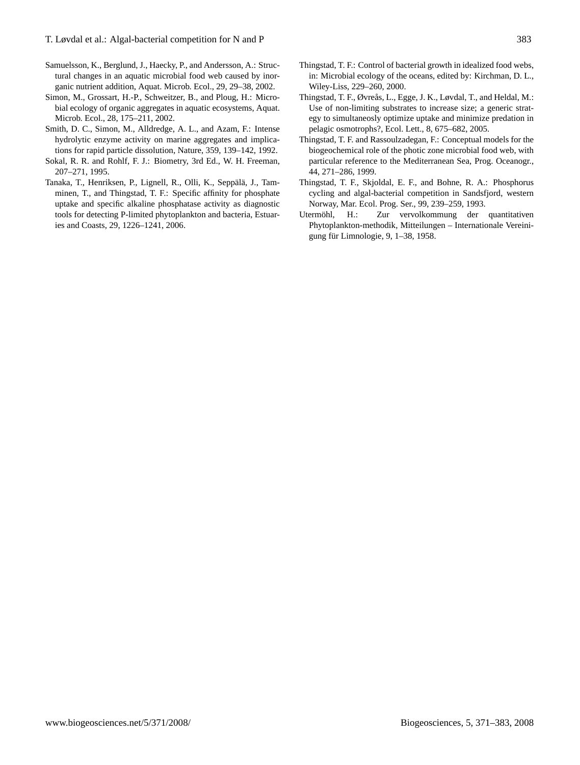Samuelsson, K., Berglund, J., Haecky, P., and Andersson, A.: Structural changes in an aquatic microbial food web caused by inorganic nutrient addition, Aquat. Microb. Ecol., 29, 29–38, 2002.

Simon, M., Grossart, H.-P., Schweitzer, B., and Ploug, H.: Microbial ecology of organic aggregates in aquatic ecosystems, Aquat. Microb. Ecol., 28, 175–211, 2002.

Smith, D. C., Simon, M., Alldredge, A. L., and Azam, F.: Intense hydrolytic enzyme activity on marine aggregates and implications for rapid particle dissolution, Nature, 359, 139–142, 1992.

Sokal, R. R. and Rohlf, F. J.: Biometry, 3rd Ed., W. H. Freeman, 207–271, 1995.

Tanaka, T., Henriksen, P., Lignell, R., Olli, K., Seppälä, J., Tamminen, T., and Thingstad, T. F.: Specific affinity for phosphate uptake and specific alkaline phosphatase activity as diagnostic tools for detecting P-limited phytoplankton and bacteria, Estuaries and Coasts, 29, 1226–1241, 2006.

Thingstad, T. F.: Control of bacterial growth in idealized food webs, in: Microbial ecology of the oceans, edited by: Kirchman, D. L., Wiley-Liss, 229–260, 2000.

Thingstad, T. F., Øvreås, L., Egge, J. K., Løvdal, T., and Heldal, M.: Use of non-limiting substrates to increase size; a generic strategy to simultaneosly optimize uptake and minimize predation in pelagic osmotrophs?, Ecol. Lett., 8, 675–682, 2005.

Thingstad, T. F. and Rassoulzadegan, F.: Conceptual models for the biogeochemical role of the photic zone microbial food web, with particular reference to the Mediterranean Sea, Prog. Oceanogr., 44, 271–286, 1999.

Thingstad, T. F., Skjoldal, E. F., and Bohne, R. A.: Phosphorus cycling and algal-bacterial competition in Sandsfjord, western Norway, Mar. Ecol. Prog. Ser., 99, 239–259, 1993.

Utermöhl, H.: Zur vervolkommung der quantitativen Phytoplankton-methodik, Mitteilungen – Internationale Vereinigung für Limnologie, 9, 1–38, 1958.